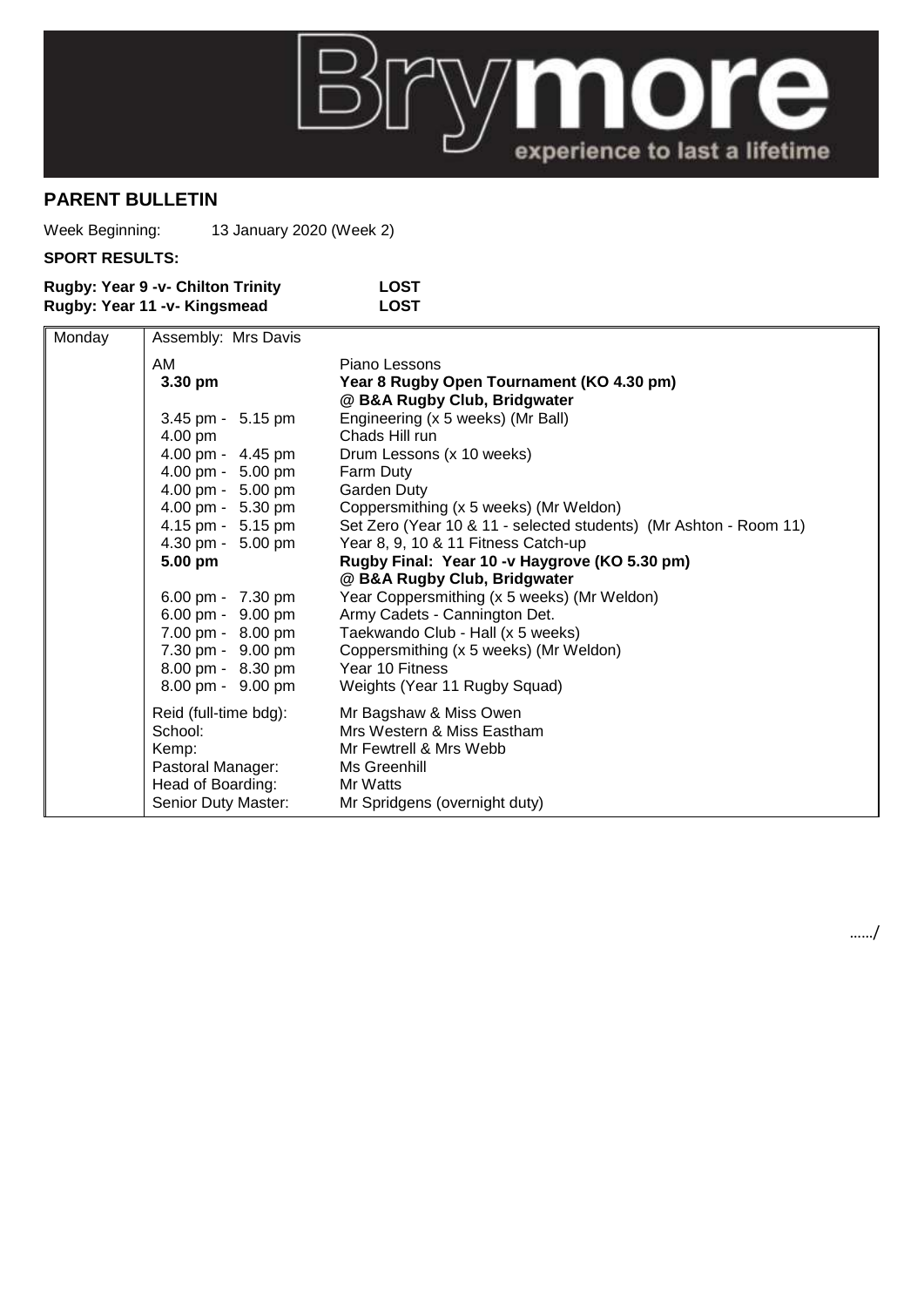## PARENT BULLETIN

Week Beginning: 13 January 2020 (Week 2)

**SPORT RESULTS:**

| | |
|---|---|
| **Rugby: Year 9 -v- Chilton Trinity** | **LOST** |
| **Rugby: Year 11 -v- Kingsmead** | **LOST** |

| | | |
|---|---|---|
| Monday | Assembly: Mrs Davis | |
| | AM | Piano Lessons |
| | **3.30 pm** | **Year 8 Rugby Open Tournament (KO 4.30 pm) @ B&A Rugby Club, Bridgwater** |
| | 3.45 pm - 5.15 pm | Engineering (x 5 weeks) (Mr Ball) |
| | 4.00 pm | Chads Hill run |
| | 4.00 pm - 4.45 pm | Drum Lessons (x 10 weeks) |
| | 4.00 pm - 5.00 pm | Farm Duty |
| | 4.00 pm - 5.00 pm | Garden Duty |
| | 4.00 pm - 5.30 pm | Coppersmithing (x 5 weeks) (Mr Weldon) |
| | 4.15 pm - 5.15 pm | Set Zero (Year 10 & 11 - selected students) (Mr Ashton - Room 11) |
| | 4.30 pm - 5.00 pm | Year 8, 9, 10 & 11 Fitness Catch-up |
| | **5.00 pm** | **Rugby Final: Year 10 -v Haygrove (KO 5.30 pm) @ B&A Rugby Club, Bridgwater** |
| | 6.00 pm - 7.30 pm | Year Coppersmithing (x 5 weeks) (Mr Weldon) |
| | 6.00 pm - 9.00 pm | Army Cadets - Cannington Det. |
| | 7.00 pm - 8.00 pm | Taekwando Club - Hall (x 5 weeks) |
| | 7.30 pm - 9.00 pm | Coppersmithing (x 5 weeks) (Mr Weldon) |
| | 8.00 pm - 8.30 pm | Year 10 Fitness |
| | 8.00 pm - 9.00 pm | Weights (Year 11 Rugby Squad) |
| | Reid (full-time bdg): | Mr Bagshaw & Miss Owen |
| | School: | Mrs Western & Miss Eastham |
| | Kemp: | Mr Fewtrell & Mrs Webb |
| | Pastoral Manager: | Ms Greenhill |
| | Head of Boarding: | Mr Watts |
| | Senior Duty Master: | Mr Spridgens (overnight duty) |

……/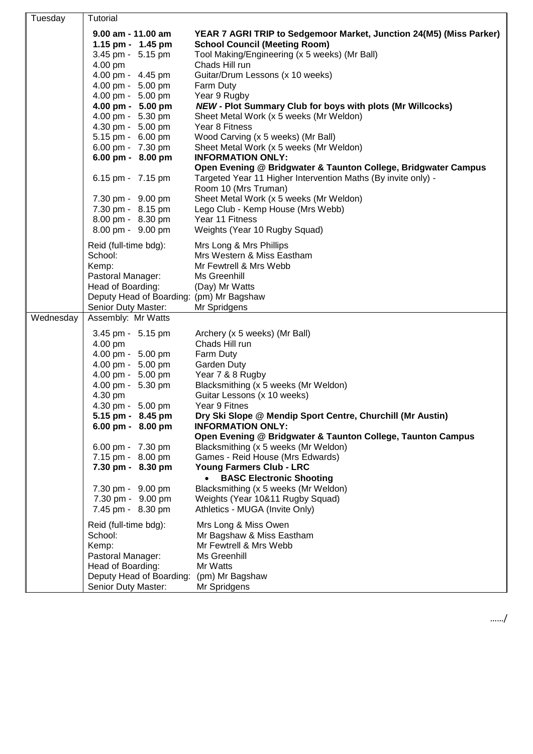| Day | Time | Activity |
|---|---|---|
| Tuesday | Tutorial | |
| | **9.00 am - 11.00 am** | **YEAR 7 AGRI TRIP to Sedgemoor Market, Junction 24(M5) (Miss Parker)** |
| | **1.15 pm - 1.45 pm** | **School Council (Meeting Room)** |
| | 3.45 pm - 5.15 pm | Tool Making/Engineering (x 5 weeks) (Mr Ball) |
| | 4.00 pm | Chads Hill run |
| | 4.00 pm - 4.45 pm | Guitar/Drum Lessons (x 10 weeks) |
| | 4.00 pm - 5.00 pm | Farm Duty |
| | 4.00 pm - 5.00 pm | Year 9 Rugby |
| | **4.00 pm - 5.00 pm** | ***NEW* - Plot Summary Club for boys with plots (Mr Willcocks)** |
| | 4.00 pm - 5.30 pm | Sheet Metal Work (x 5 weeks (Mr Weldon) |
| | 4.30 pm - 5.00 pm | Year 8 Fitness |
| | 5.15 pm - 6.00 pm | Wood Carving (x 5 weeks) (Mr Ball) |
| | 6.00 pm - 7.30 pm | Sheet Metal Work (x 5 weeks (Mr Weldon) |
| | **6.00 pm - 8.00 pm** | **INFORMATION ONLY: Open Evening @ Bridgwater & Taunton College, Bridgwater Campus** |
| | 6.15 pm - 7.15 pm | Targeted Year 11 Higher Intervention Maths (By invite only) - Room 10 (Mrs Truman) |
| | 7.30 pm - 9.00 pm | Sheet Metal Work (x 5 weeks (Mr Weldon) |
| | 7.30 pm - 8.15 pm | Lego Club - Kemp House (Mrs Webb) |
| | 8.00 pm - 8.30 pm | Year 11 Fitness |
| | 8.00 pm - 9.00 pm | Weights (Year 10 Rugby Squad) |
| | Reid (full-time bdg): | Mrs Long & Mrs Phillips |
| | School: | Mrs Western & Miss Eastham |
| | Kemp: | Mr Fewtrell & Mrs Webb |
| | Pastoral Manager: | Ms Greenhill |
| | Head of Boarding: | (Day) Mr Watts |
| | Deputy Head of Boarding: | (pm) Mr Bagshaw |
| | Senior Duty Master: | Mr Spridgens |
| Wednesday | Assembly: Mr Watts | |
| | 3.45 pm - 5.15 pm | Archery (x 5 weeks) (Mr Ball) |
| | 4.00 pm | Chads Hill run |
| | 4.00 pm - 5.00 pm | Farm Duty |
| | 4.00 pm - 5.00 pm | Garden Duty |
| | 4.00 pm - 5.00 pm | Year 7 & 8 Rugby |
| | 4.00 pm - 5.30 pm | Blacksmithing (x 5 weeks (Mr Weldon) |
| | 4.30 pm | Guitar Lessons (x 10 weeks) |
| | 4.30 pm - 5.00 pm | Year 9 Fitnes |
| | **5.15 pm - 8.45 pm** | **Dry Ski Slope @ Mendip Sport Centre, Churchill (Mr Austin)** |
| | **6.00 pm - 8.00 pm** | **INFORMATION ONLY: Open Evening @ Bridgwater & Taunton College, Taunton Campus** |
| | 6.00 pm - 7.30 pm | Blacksmithing (x 5 weeks (Mr Weldon) |
| | 7.15 pm - 8.00 pm | Games - Reid House (Mrs Edwards) |
| | **7.30 pm - 8.30 pm** | **Young Farmers Club - LRC** <br> • **BASC Electronic Shooting** |
| | 7.30 pm - 9.00 pm | Blacksmithing (x 5 weeks (Mr Weldon) |
| | 7.30 pm - 9.00 pm | Weights (Year 10&11 Rugby Squad) |
| | 7.45 pm - 8.30 pm | Athletics - MUGA (Invite Only) |
| | Reid (full-time bdg): | Mrs Long & Miss Owen |
| | School: | Mr Bagshaw & Miss Eastham |
| | Kemp: | Mr Fewtrell & Mrs Webb |
| | Pastoral Manager: | Ms Greenhill |
| | Head of Boarding: | Mr Watts |
| | Deputy Head of Boarding: | (pm) Mr Bagshaw |
| | Senior Duty Master: | Mr Spridgens |

……/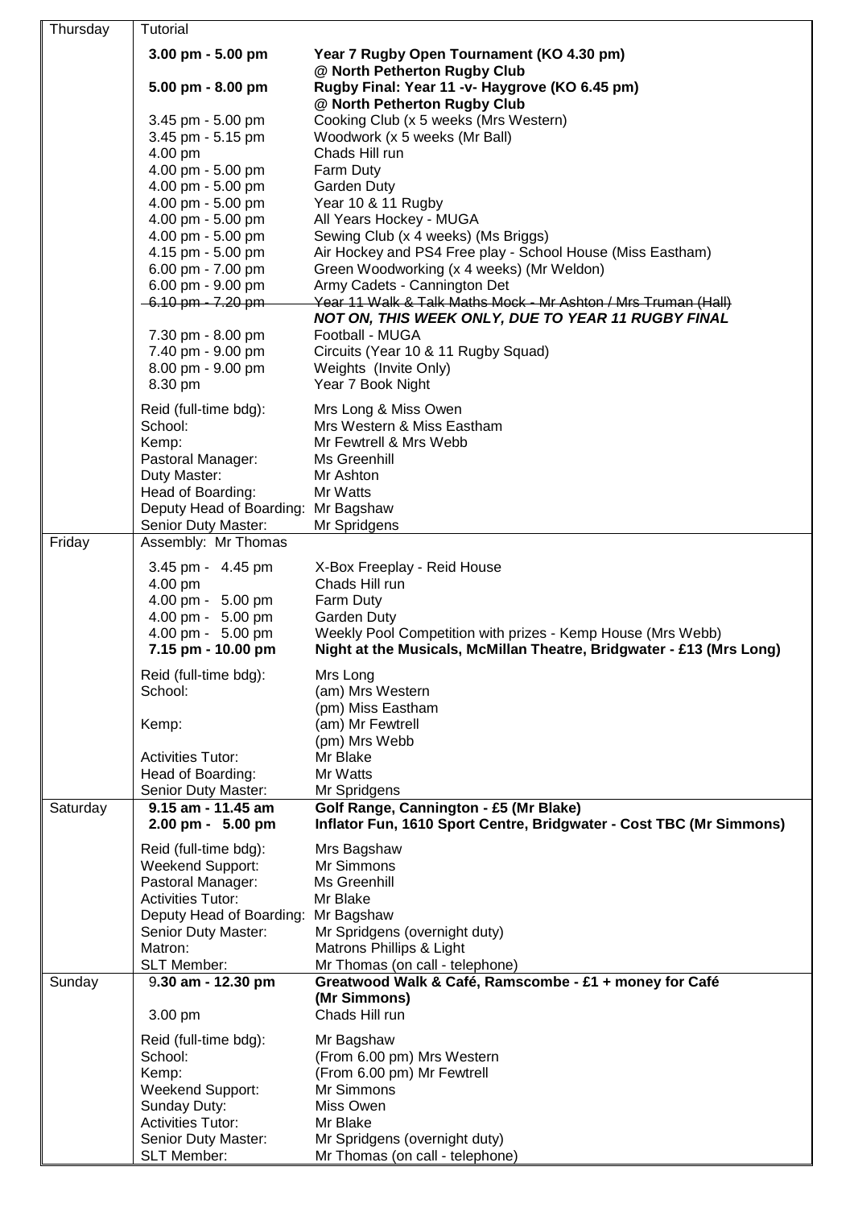| | | |
|---|---|---|
| Thursday | Tutorial | |
| | **3.00 pm - 5.00 pm** | **Year 7 Rugby Open Tournament (KO 4.30 pm) @ North Petherton Rugby Club** |
| | **5.00 pm - 8.00 pm** | **Rugby Final: Year 11 -v- Haygrove (KO 6.45 pm) @ North Petherton Rugby Club** |
| | 3.45 pm - 5.00 pm | Cooking Club (x 5 weeks (Mrs Western) |
| | 3.45 pm - 5.15 pm | Woodwork (x 5 weeks (Mr Ball) |
| | 4.00 pm | Chads Hill run |
| | 4.00 pm - 5.00 pm | Farm Duty |
| | 4.00 pm - 5.00 pm | Garden Duty |
| | 4.00 pm - 5.00 pm | Year 10 & 11 Rugby |
| | 4.00 pm - 5.00 pm | All Years Hockey - MUGA |
| | 4.00 pm - 5.00 pm | Sewing Club (x 4 weeks) (Ms Briggs) |
| | 4.15 pm - 5.00 pm | Air Hockey and PS4 Free play - School House (Miss Eastham) |
| | 6.00 pm - 7.00 pm | Green Woodworking (x 4 weeks) (Mr Weldon) |
| | 6.00 pm - 9.00 pm | Army Cadets - Cannington Det |
| | ~~6.10 pm - 7.20 pm~~ | ~~Year 11 Walk & Talk Maths Mock - Mr Ashton / Mrs Truman (Hall)~~ ***NOT ON, THIS WEEK ONLY, DUE TO YEAR 11 RUGBY FINAL*** |
| | 7.30 pm - 8.00 pm | Football - MUGA |
| | 7.40 pm - 9.00 pm | Circuits (Year 10 & 11 Rugby Squad) |
| | 8.00 pm - 9.00 pm | Weights (Invite Only) |
| | 8.30 pm | Year 7 Book Night |
| | Reid (full-time bdg): | Mrs Long & Miss Owen |
| | School: | Mrs Western & Miss Eastham |
| | Kemp: | Mr Fewtrell & Mrs Webb |
| | Pastoral Manager: | Ms Greenhill |
| | Duty Master: | Mr Ashton |
| | Head of Boarding: | Mr Watts |
| | Deputy Head of Boarding: | Mr Bagshaw |
| | Senior Duty Master: | Mr Spridgens |
| Friday | Assembly: Mr Thomas | |
| | 3.45 pm - 4.45 pm | X-Box Freeplay - Reid House |
| | 4.00 pm | Chads Hill run |
| | 4.00 pm - 5.00 pm | Farm Duty |
| | 4.00 pm - 5.00 pm | Garden Duty |
| | 4.00 pm - 5.00 pm | Weekly Pool Competition with prizes - Kemp House (Mrs Webb) |
| | **7.15 pm - 10.00 pm** | **Night at the Musicals, McMillan Theatre, Bridgwater - £13 (Mrs Long)** |
| | Reid (full-time bdg): | Mrs Long |
| | School: | (am) Mrs Western<br>(pm) Miss Eastham |
| | Kemp: | (am) Mr Fewtrell<br>(pm) Mrs Webb |
| | Activities Tutor: | Mr Blake |
| | Head of Boarding: | Mr Watts |
| | Senior Duty Master: | Mr Spridgens |
| Saturday | **9.15 am - 11.45 am** | **Golf Range, Cannington - £5 (Mr Blake)** |
| | **2.00 pm - 5.00 pm** | **Inflator Fun, 1610 Sport Centre, Bridgwater - Cost TBC (Mr Simmons)** |
| | Reid (full-time bdg): | Mrs Bagshaw |
| | Weekend Support: | Mr Simmons |
| | Pastoral Manager: | Ms Greenhill |
| | Activities Tutor: | Mr Blake |
| | Deputy Head of Boarding: | Mr Bagshaw |
| | Senior Duty Master: | Mr Spridgens (overnight duty) |
| | Matron: | Matrons Phillips & Light |
| | SLT Member: | Mr Thomas (on call - telephone) |
| Sunday | 9**.30 am - 12.30 pm** | **Greatwood Walk & Café, Ramscombe - £1 + money for Café (Mr Simmons)** |
| | 3.00 pm | Chads Hill run |
| | Reid (full-time bdg): | Mr Bagshaw |
| | School: | (From 6.00 pm) Mrs Western |
| | Kemp: | (From 6.00 pm) Mr Fewtrell |
| | Weekend Support: | Mr Simmons |
| | Sunday Duty: | Miss Owen |
| | Activities Tutor: | Mr Blake |
| | Senior Duty Master: | Mr Spridgens (overnight duty) |
| | SLT Member: | Mr Thomas (on call - telephone) |